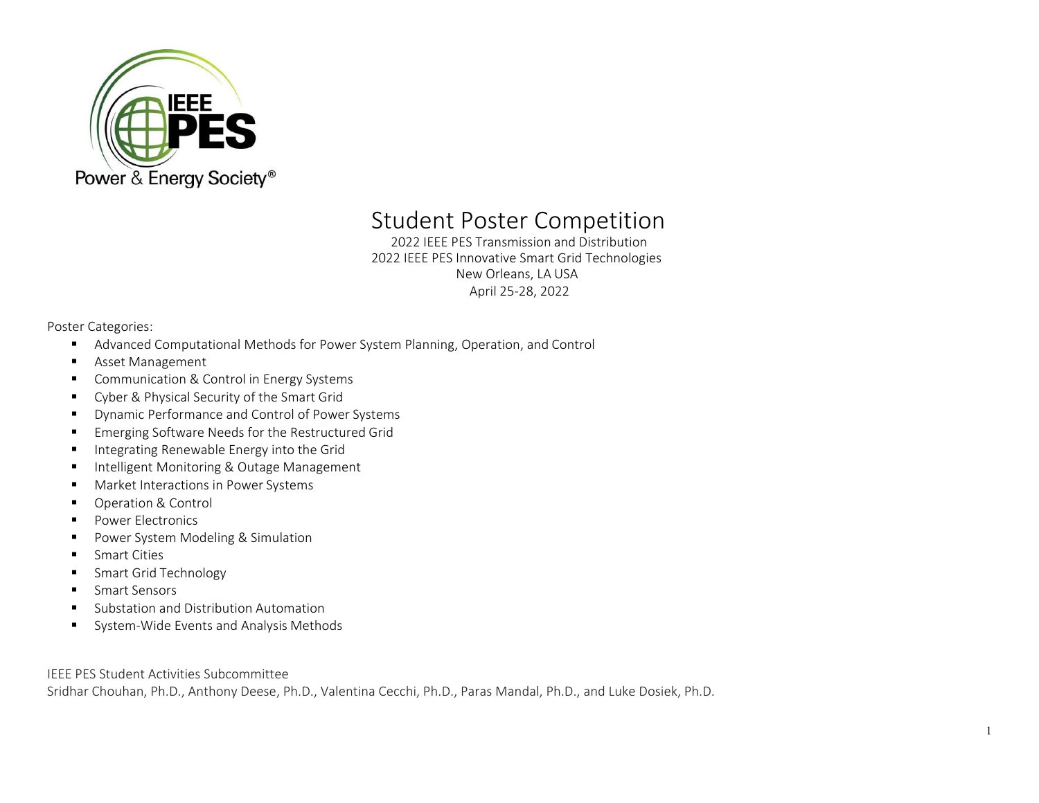# Student Poster Competition

2022 IEEE PES Transmission and Distribution
2022 IEEE PES Innovative Smart Grid Technologies
New Orleans, LA USA
April 25-28, 2022

Poster Categories:

- Advanced Computational Methods for Power System Planning, Operation, and Control
- Asset Management
- Communication & Control in Energy Systems
- Cyber & Physical Security of the Smart Grid
- Dynamic Performance and Control of Power Systems
- Emerging Software Needs for the Restructured Grid
- Integrating Renewable Energy into the Grid
- Intelligent Monitoring & Outage Management
- Market Interactions in Power Systems
- Operation & Control
- Power Electronics
- Power System Modeling & Simulation
- Smart Cities
- Smart Grid Technology
- Smart Sensors
- Substation and Distribution Automation
- System-Wide Events and Analysis Methods

IEEE PES Student Activities Subcommittee
Sridhar Chouhan, Ph.D., Anthony Deese, Ph.D., Valentina Cecchi, Ph.D., Paras Mandal, Ph.D., and Luke Dosiek, Ph.D.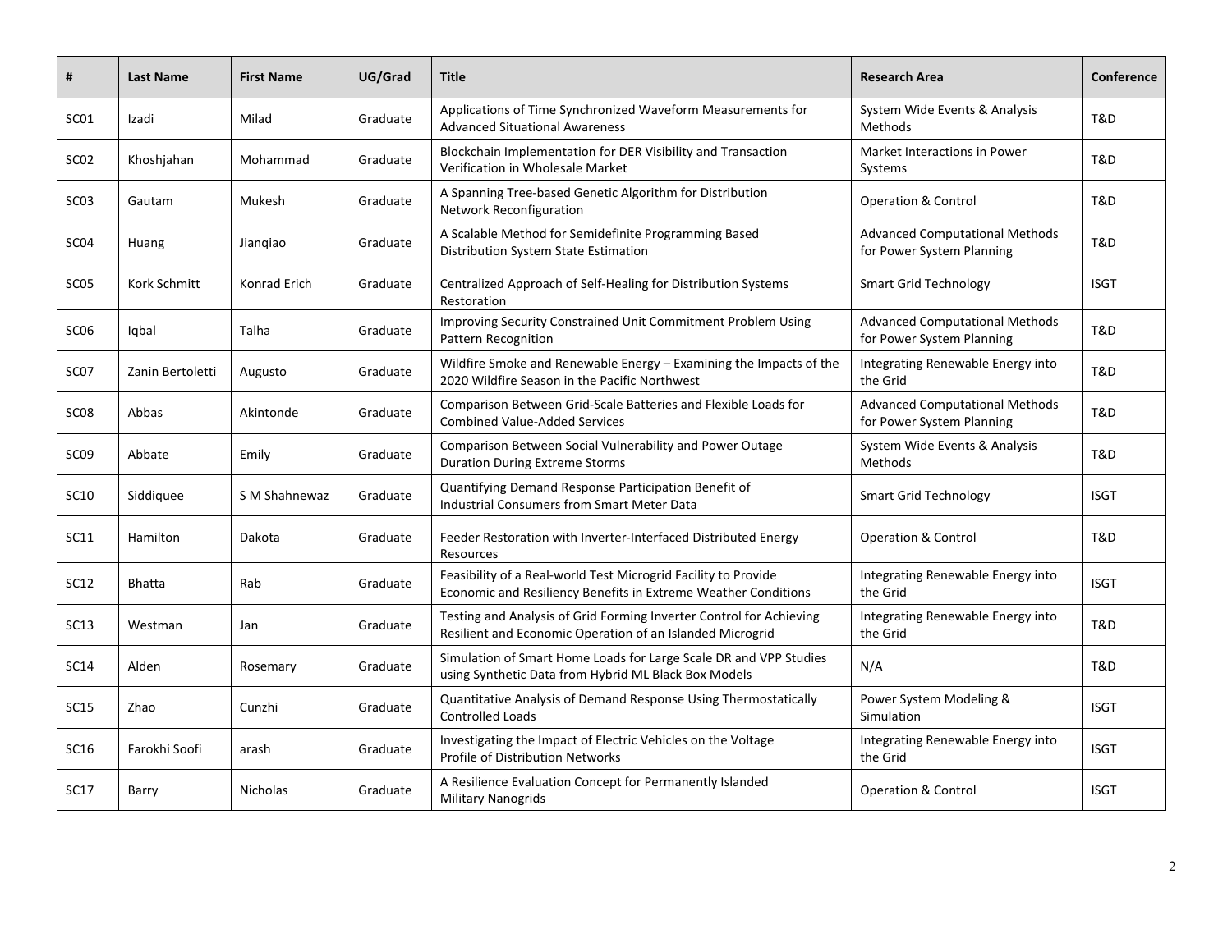| # | Last Name | First Name | UG/Grad | Title | Research Area | Conference |
|---|---|---|---|---|---|---|
| SC01 | Izadi | Milad | Graduate | Applications of Time Synchronized Waveform Measurements for Advanced Situational Awareness | System Wide Events & Analysis Methods | T&D |
| SC02 | Khoshjahan | Mohammad | Graduate | Blockchain Implementation for DER Visibility and Transaction Verification in Wholesale Market | Market Interactions in Power Systems | T&D |
| SC03 | Gautam | Mukesh | Graduate | A Spanning Tree-based Genetic Algorithm for Distribution Network Reconfiguration | Operation & Control | T&D |
| SC04 | Huang | Jianqiao | Graduate | A Scalable Method for Semidefinite Programming Based Distribution System State Estimation | Advanced Computational Methods for Power System Planning | T&D |
| SC05 | Kork Schmitt | Konrad Erich | Graduate | Centralized Approach of Self-Healing for Distribution Systems Restoration | Smart Grid Technology | ISGT |
| SC06 | Iqbal | Talha | Graduate | Improving Security Constrained Unit Commitment Problem Using Pattern Recognition | Advanced Computational Methods for Power System Planning | T&D |
| SC07 | Zanin Bertoletti | Augusto | Graduate | Wildfire Smoke and Renewable Energy – Examining the Impacts of the 2020 Wildfire Season in the Pacific Northwest | Integrating Renewable Energy into the Grid | T&D |
| SC08 | Abbas | Akintonde | Graduate | Comparison Between Grid-Scale Batteries and Flexible Loads for Combined Value-Added Services | Advanced Computational Methods for Power System Planning | T&D |
| SC09 | Abbate | Emily | Graduate | Comparison Between Social Vulnerability and Power Outage Duration During Extreme Storms | System Wide Events & Analysis Methods | T&D |
| SC10 | Siddiquee | S M Shahnewaz | Graduate | Quantifying Demand Response Participation Benefit of Industrial Consumers from Smart Meter Data | Smart Grid Technology | ISGT |
| SC11 | Hamilton | Dakota | Graduate | Feeder Restoration with Inverter-Interfaced Distributed Energy Resources | Operation & Control | T&D |
| SC12 | Bhatta | Rab | Graduate | Feasibility of a Real-world Test Microgrid Facility to Provide Economic and Resiliency Benefits in Extreme Weather Conditions | Integrating Renewable Energy into the Grid | ISGT |
| SC13 | Westman | Jan | Graduate | Testing and Analysis of Grid Forming Inverter Control for Achieving Resilient and Economic Operation of an Islanded Microgrid | Integrating Renewable Energy into the Grid | T&D |
| SC14 | Alden | Rosemary | Graduate | Simulation of Smart Home Loads for Large Scale DR and VPP Studies using Synthetic Data from Hybrid ML Black Box Models | N/A | T&D |
| SC15 | Zhao | Cunzhi | Graduate | Quantitative Analysis of Demand Response Using Thermostatically Controlled Loads | Power System Modeling & Simulation | ISGT |
| SC16 | Farokhi Soofi | arash | Graduate | Investigating the Impact of Electric Vehicles on the Voltage Profile of Distribution Networks | Integrating Renewable Energy into the Grid | ISGT |
| SC17 | Barry | Nicholas | Graduate | A Resilience Evaluation Concept for Permanently Islanded Military Nanogrids | Operation & Control | ISGT |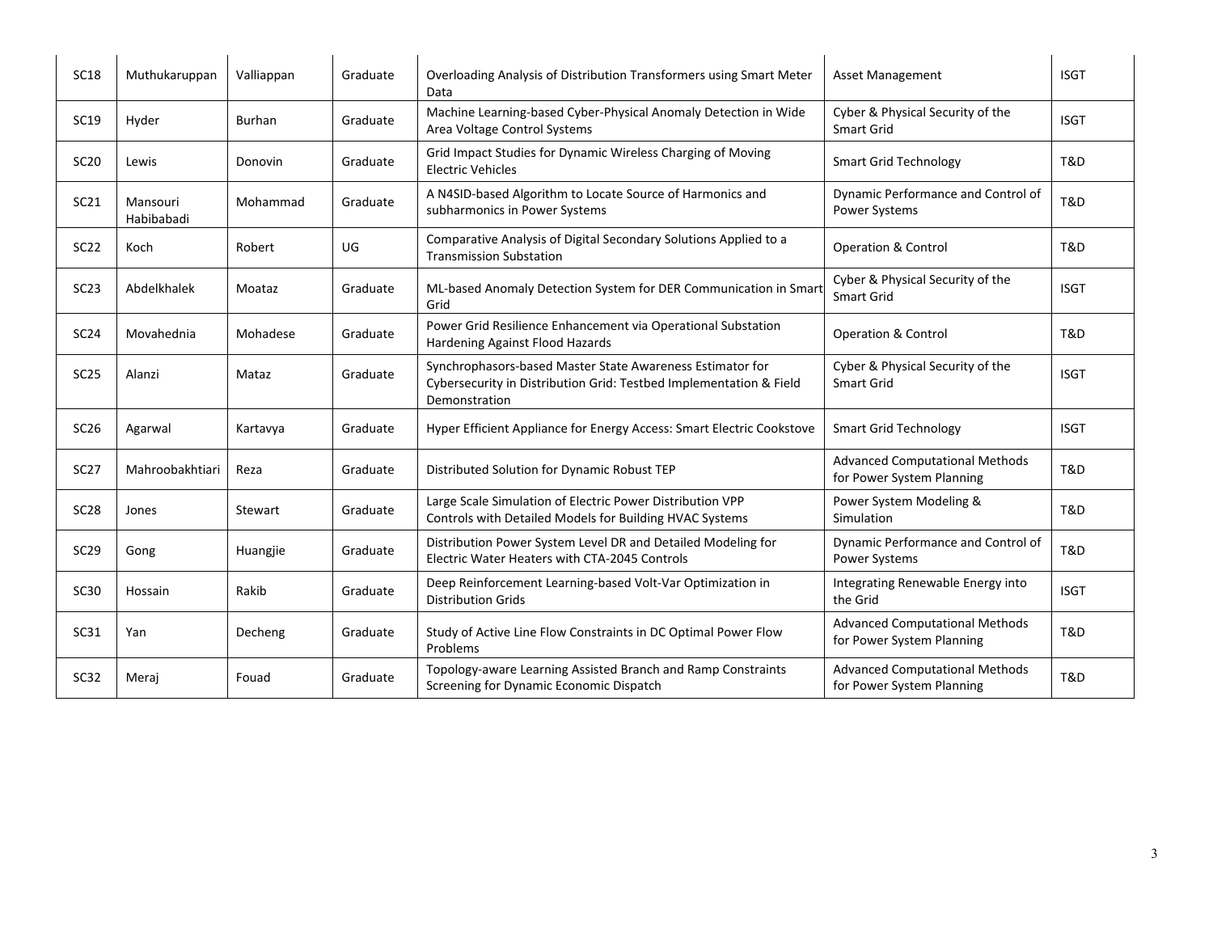| | | | | | | |
|---|---|---|---|---|---|---|
| SC18 | Muthukaruppan | Valliappan | Graduate | Overloading Analysis of Distribution Transformers using Smart Meter Data | Asset Management | ISGT |
| SC19 | Hyder | Burhan | Graduate | Machine Learning-based Cyber-Physical Anomaly Detection in Wide Area Voltage Control Systems | Cyber & Physical Security of the Smart Grid | ISGT |
| SC20 | Lewis | Donovin | Graduate | Grid Impact Studies for Dynamic Wireless Charging of Moving Electric Vehicles | Smart Grid Technology | T&D |
| SC21 | Mansouri Habibabadi | Mohammad | Graduate | A N4SID-based Algorithm to Locate Source of Harmonics and subharmonics in Power Systems | Dynamic Performance and Control of Power Systems | T&D |
| SC22 | Koch | Robert | UG | Comparative Analysis of Digital Secondary Solutions Applied to a Transmission Substation | Operation & Control | T&D |
| SC23 | Abdelkhalek | Moataz | Graduate | ML-based Anomaly Detection System for DER Communication in Smart Grid | Cyber & Physical Security of the Smart Grid | ISGT |
| SC24 | Movahednia | Mohadese | Graduate | Power Grid Resilience Enhancement via Operational Substation Hardening Against Flood Hazards | Operation & Control | T&D |
| SC25 | Alanzi | Mataz | Graduate | Synchrophasors-based Master State Awareness Estimator for Cybersecurity in Distribution Grid: Testbed Implementation & Field Demonstration | Cyber & Physical Security of the Smart Grid | ISGT |
| SC26 | Agarwal | Kartavya | Graduate | Hyper Efficient Appliance for Energy Access: Smart Electric Cookstove | Smart Grid Technology | ISGT |
| SC27 | Mahroobakhtiari | Reza | Graduate | Distributed Solution for Dynamic Robust TEP | Advanced Computational Methods for Power System Planning | T&D |
| SC28 | Jones | Stewart | Graduate | Large Scale Simulation of Electric Power Distribution VPP Controls with Detailed Models for Building HVAC Systems | Power System Modeling & Simulation | T&D |
| SC29 | Gong | Huangjie | Graduate | Distribution Power System Level DR and Detailed Modeling for Electric Water Heaters with CTA-2045 Controls | Dynamic Performance and Control of Power Systems | T&D |
| SC30 | Hossain | Rakib | Graduate | Deep Reinforcement Learning-based Volt-Var Optimization in Distribution Grids | Integrating Renewable Energy into the Grid | ISGT |
| SC31 | Yan | Decheng | Graduate | Study of Active Line Flow Constraints in DC Optimal Power Flow Problems | Advanced Computational Methods for Power System Planning | T&D |
| SC32 | Meraj | Fouad | Graduate | Topology-aware Learning Assisted Branch and Ramp Constraints Screening for Dynamic Economic Dispatch | Advanced Computational Methods for Power System Planning | T&D |